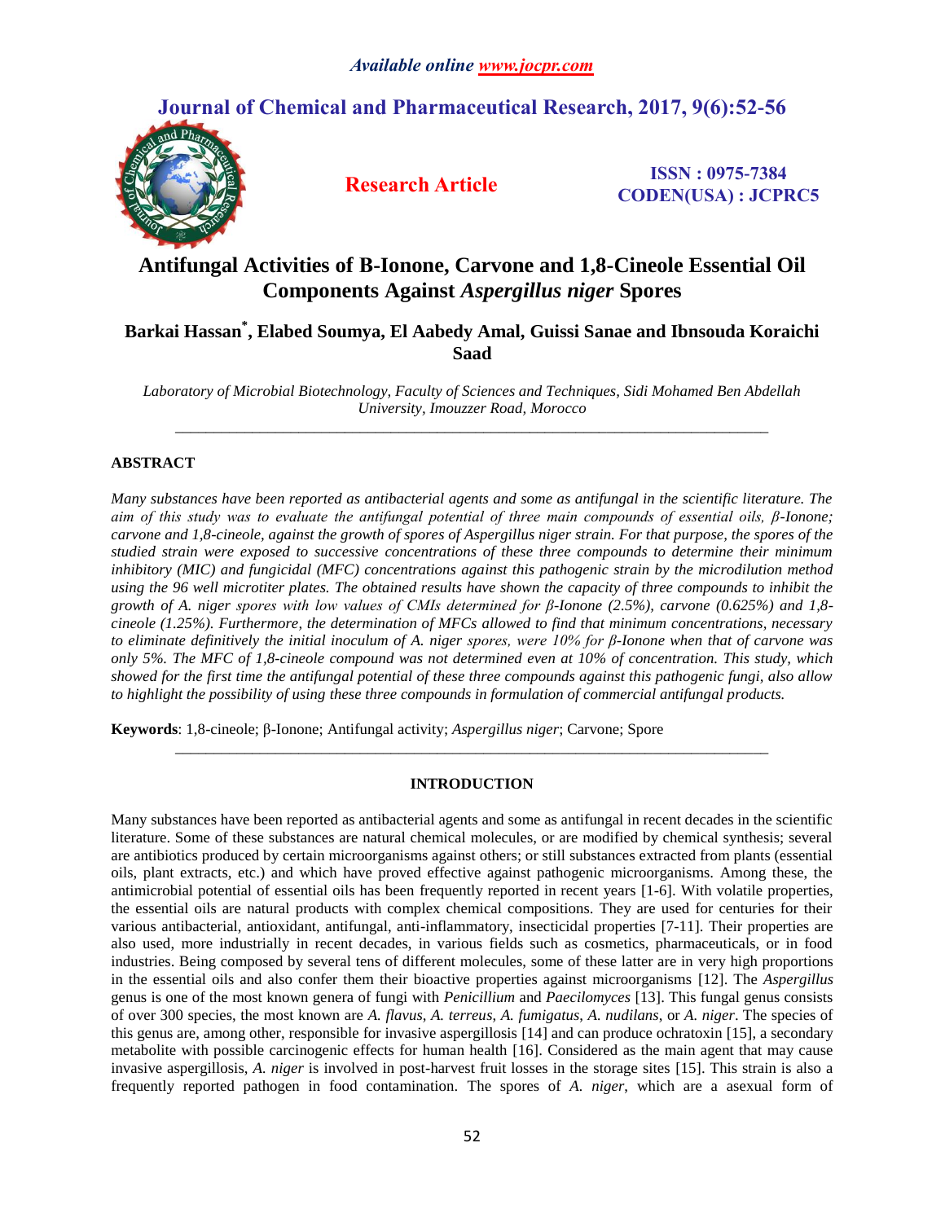# Antifungal Activities of Β-Ionone, Carvone and 1,8-Cineole Essential Oil Components Against *Aspergillus niger* Spores

**Barkai Hassan*, Elabed Soumya, El Aabedy Amal, Guissi Sanae and Ibnsouda Koraichi Saad**

*Laboratory of Microbial Biotechnology, Faculty of Sciences and Techniques, Sidi Mohamed Ben Abdellah University, Imouzzer Road, Morocco*

---

## ABSTRACT

*Many substances have been reported as antibacterial agents and some as antifungal in the scientific literature. The aim of this study was to evaluate the antifungal potential of three main compounds of essential oils, β-Ionone; carvone and 1,8-cineole, against the growth of spores of Aspergillus niger strain. For that purpose, the spores of the studied strain were exposed to successive concentrations of these three compounds to determine their minimum inhibitory (MIC) and fungicidal (MFC) concentrations against this pathogenic strain by the microdilution method using the 96 well microtiter plates. The obtained results have shown the capacity of three compounds to inhibit the growth of A. niger spores with low values of CMIs determined for β-Ionone (2.5%), carvone (0.625%) and 1,8-cineole (1.25%). Furthermore, the determination of MFCs allowed to find that minimum concentrations, necessary to eliminate definitively the initial inoculum of A. niger spores, were 10% for β-Ionone when that of carvone was only 5%. The MFC of 1,8-cineole compound was not determined even at 10% of concentration. This study, which showed for the first time the antifungal potential of these three compounds against this pathogenic fungi, also allow to highlight the possibility of using these three compounds in formulation of commercial antifungal products.*

**Keywords**: 1,8-cineole; β-Ionone; Antifungal activity; *Aspergillus niger*; Carvone; Spore

---

## INTRODUCTION

Many substances have been reported as antibacterial agents and some as antifungal in recent decades in the scientific literature. Some of these substances are natural chemical molecules, or are modified by chemical synthesis; several are antibiotics produced by certain microorganisms against others; or still substances extracted from plants (essential oils, plant extracts, etc.) and which have proved effective against pathogenic microorganisms. Among these, the antimicrobial potential of essential oils has been frequently reported in recent years [1-6]. With volatile properties, the essential oils are natural products with complex chemical compositions. They are used for centuries for their various antibacterial, antioxidant, antifungal, anti-inflammatory, insecticidal properties [7-11]. Their properties are also used, more industrially in recent decades, in various fields such as cosmetics, pharmaceuticals, or in food industries. Being composed by several tens of different molecules, some of these latter are in very high proportions in the essential oils and also confer them their bioactive properties against microorganisms [12]. The *Aspergillus* genus is one of the most known genera of fungi with *Penicillium* and *Paecilomyces* [13]. This fungal genus consists of over 300 species, the most known are *A. flavus*, *A. terreus*, *A. fumigatus*, *A. nudilans*, or *A. niger*. The species of this genus are, among other, responsible for invasive aspergillosis [14] and can produce ochratoxin [15], a secondary metabolite with possible carcinogenic effects for human health [16]. Considered as the main agent that may cause invasive aspergillosis, *A. niger* is involved in post-harvest fruit losses in the storage sites [15]. This strain is also a frequently reported pathogen in food contamination. The spores of *A. niger*, which are a asexual form of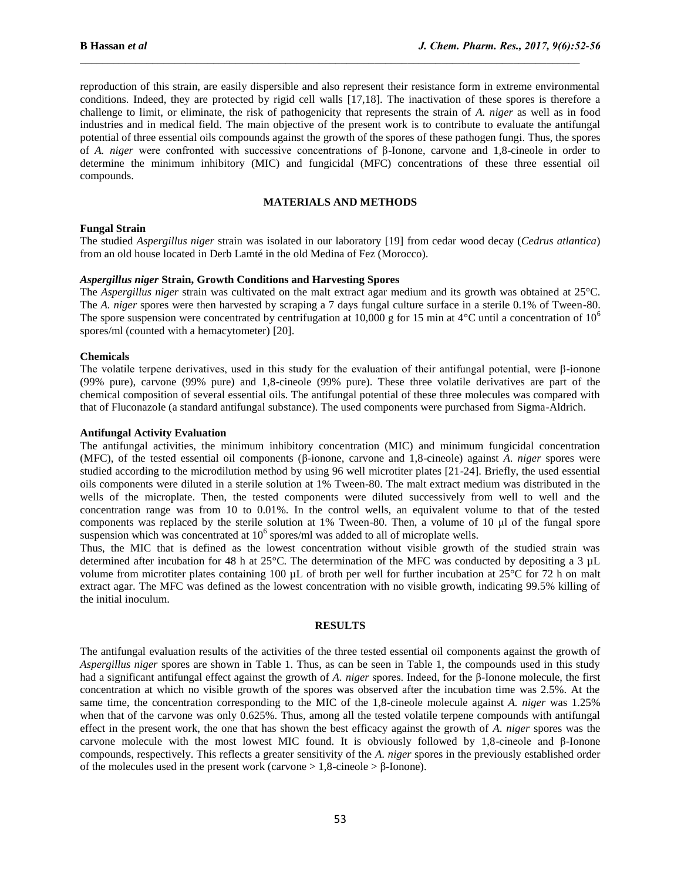reproduction of this strain, are easily dispersible and also represent their resistance form in extreme environmental conditions. Indeed, they are protected by rigid cell walls [17,18]. The inactivation of these spores is therefore a challenge to limit, or eliminate, the risk of pathogenicity that represents the strain of *A. niger* as well as in food industries and in medical field. The main objective of the present work is to contribute to evaluate the antifungal potential of three essential oils compounds against the growth of the spores of these pathogen fungi. Thus, the spores of *A. niger* were confronted with successive concentrations of β-Ionone, carvone and 1,8-cineole in order to determine the minimum inhibitory (MIC) and fungicidal (MFC) concentrations of these three essential oil compounds.

## MATERIALS AND METHODS

### Fungal Strain

The studied *Aspergillus niger* strain was isolated in our laboratory [19] from cedar wood decay (*Cedrus atlantica*) from an old house located in Derb Lamté in the old Medina of Fez (Morocco).

### *Aspergillus niger* Strain, Growth Conditions and Harvesting Spores

The *Aspergillus niger* strain was cultivated on the malt extract agar medium and its growth was obtained at 25°C. The *A. niger* spores were then harvested by scraping a 7 days fungal culture surface in a sterile 0.1% of Tween-80. The spore suspension were concentrated by centrifugation at 10,000 g for 15 min at 4°C until a concentration of $10^6$ spores/ml (counted with a hemacytometer) [20].

### Chemicals

The volatile terpene derivatives, used in this study for the evaluation of their antifungal potential, were β-ionone (99% pure), carvone (99% pure) and 1,8-cineole (99% pure). These three volatile derivatives are part of the chemical composition of several essential oils. The antifungal potential of these three molecules was compared with that of Fluconazole (a standard antifungal substance). The used components were purchased from Sigma-Aldrich.

### Antifungal Activity Evaluation

The antifungal activities, the minimum inhibitory concentration (MIC) and minimum fungicidal concentration (MFC), of the tested essential oil components (β-ionone, carvone and 1,8-cineole) against *A. niger* spores were studied according to the microdilution method by using 96 well microtiter plates [21-24]. Briefly, the used essential oils components were diluted in a sterile solution at 1% Tween-80. The malt extract medium was distributed in the wells of the microplate. Then, the tested components were diluted successively from well to well and the concentration range was from 10 to 0.01%. In the control wells, an equivalent volume to that of the tested components was replaced by the sterile solution at 1% Tween-80. Then, a volume of 10 μl of the fungal spore suspension which was concentrated at $10^6$ spores/ml was added to all of microplate wells.

Thus, the MIC that is defined as the lowest concentration without visible growth of the studied strain was determined after incubation for 48 h at 25°C. The determination of the MFC was conducted by depositing a 3 µL volume from microtiter plates containing 100 µL of broth per well for further incubation at 25°C for 72 h on malt extract agar. The MFC was defined as the lowest concentration with no visible growth, indicating 99.5% killing of the initial inoculum.

## RESULTS

The antifungal evaluation results of the activities of the three tested essential oil components against the growth of *Aspergillus niger* spores are shown in Table 1. Thus, as can be seen in Table 1, the compounds used in this study had a significant antifungal effect against the growth of *A. niger* spores. Indeed, for the β-Ionone molecule, the first concentration at which no visible growth of the spores was observed after the incubation time was 2.5%. At the same time, the concentration corresponding to the MIC of the 1,8-cineole molecule against *A. niger* was 1.25% when that of the carvone was only 0.625%. Thus, among all the tested volatile terpene compounds with antifungal effect in the present work, the one that has shown the best efficacy against the growth of *A. niger* spores was the carvone molecule with the most lowest MIC found. It is obviously followed by 1,8-cineole and β-Ionone compounds, respectively. This reflects a greater sensitivity of the *A. niger* spores in the previously established order of the molecules used in the present work (carvone > 1,8-cineole > β-Ionone).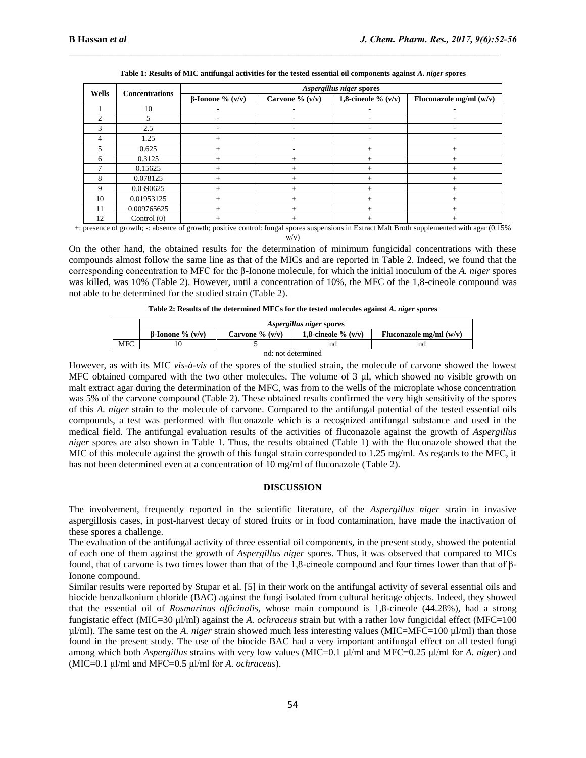**Table 1: Results of MIC antifungal activities for the tested essential oil components against *A. niger* spores**

| Wells | Concentrations | *Aspergillus niger* spores | | | |
|---|---|---|---|---|---|
| | | β-Ionone % (v/v) | Carvone % (v/v) | 1,8-cineole % (v/v) | Fluconazole mg/ml (w/v) |
| 1 | 10 | - | - | - | - |
| 2 | 5 | - | - | - | - |
| 3 | 2.5 | - | - | - | - |
| 4 | 1.25 | + | - | - | - |
| 5 | 0.625 | + | - | + | + |
| 6 | 0.3125 | + | + | + | + |
| 7 | 0.15625 | + | + | + | + |
| 8 | 0.078125 | + | + | + | + |
| 9 | 0.0390625 | + | + | + | + |
| 10 | 0.01953125 | + | + | + | + |
| 11 | 0.009765625 | + | + | + | + |
| 12 | Control (0) | + | + | + | + |

+: presence of growth; -: absence of growth; positive control: fungal spores suspensions in Extract Malt Broth supplemented with agar (0.15% w/v)

On the other hand, the obtained results for the determination of minimum fungicidal concentrations with these compounds almost follow the same line as that of the MICs and are reported in Table 2. Indeed, we found that the corresponding concentration to MFC for the β-Ionone molecule, for which the initial inoculum of the *A. niger* spores was killed, was 10% (Table 2). However, until a concentration of 10%, the MFC of the 1,8-cineole compound was not able to be determined for the studied strain (Table 2).

**Table 2: Results of the determined MFCs for the tested molecules against *A. niger* spores**

| | *Aspergillus niger* spores | | | |
|---|---|---|---|---|
| | β-Ionone % (v/v) | Carvone % (v/v) | 1,8-cineole % (v/v) | Fluconazole mg/ml (w/v) |
| MFC | 10 | 5 | nd | nd |

nd: not determined

However, as with its MIC *vis-à-vis* of the spores of the studied strain, the molecule of carvone showed the lowest MFC obtained compared with the two other molecules. The volume of 3 µl, which showed no visible growth on malt extract agar during the determination of the MFC, was from to the wells of the microplate whose concentration was 5% of the carvone compound (Table 2). These obtained results confirmed the very high sensitivity of the spores of this *A. niger* strain to the molecule of carvone. Compared to the antifungal potential of the tested essential oils compounds, a test was performed with fluconazole which is a recognized antifungal substance and used in the medical field. The antifungal evaluation results of the activities of fluconazole against the growth of *Aspergillus niger* spores are also shown in Table 1. Thus, the results obtained (Table 1) with the fluconazole showed that the MIC of this molecule against the growth of this fungal strain corresponded to 1.25 mg/ml. As regards to the MFC, it has not been determined even at a concentration of 10 mg/ml of fluconazole (Table 2).

## DISCUSSION

The involvement, frequently reported in the scientific literature, of the *Aspergillus niger* strain in invasive aspergillosis cases, in post-harvest decay of stored fruits or in food contamination, have made the inactivation of these spores a challenge.

The evaluation of the antifungal activity of three essential oil components, in the present study, showed the potential of each one of them against the growth of *Aspergillus niger* spores. Thus, it was observed that compared to MICs found, that of carvone is two times lower than that of the 1,8-cineole compound and four times lower than that of β-Ionone compound.

Similar results were reported by Stupar et al. [5] in their work on the antifungal activity of several essential oils and biocide benzalkonium chloride (BAC) against the fungi isolated from cultural heritage objects. Indeed, they showed that the essential oil of *Rosmarinus officinalis*, whose main compound is 1,8-cineole (44.28%), had a strong fungistatic effect (MIC=30 μl/ml) against the *A. ochraceus* strain but with a rather low fungicidal effect (MFC=100 µl/ml). The same test on the *A. niger* strain showed much less interesting values (MIC=MFC=100 µl/ml) than those found in the present study. The use of the biocide BAC had a very important antifungal effect on all tested fungi among which both *Aspergillus* strains with very low values (MIC=0.1 μl/ml and MFC=0.25 μl/ml for *A. niger*) and (MIC=0.1 μl/ml and MFC=0.5 μl/ml for *A. ochraceus*).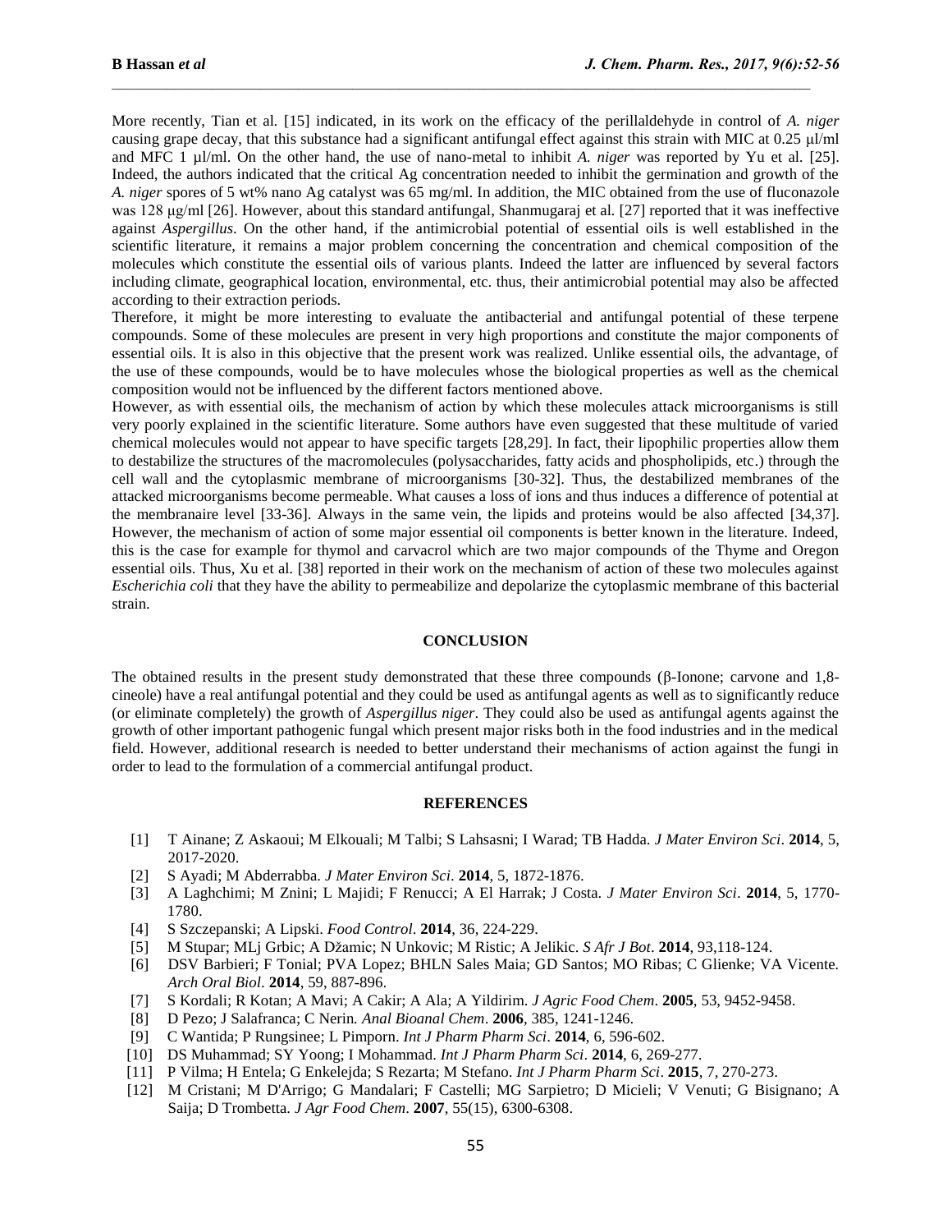More recently, Tian et al. [15] indicated, in its work on the efficacy of the perillaldehyde in control of *A. niger* causing grape decay, that this substance had a significant antifungal effect against this strain with MIC at 0.25 μl/ml and MFC 1 μl/ml. On the other hand, the use of nano-metal to inhibit *A. niger* was reported by Yu et al. [25]. Indeed, the authors indicated that the critical Ag concentration needed to inhibit the germination and growth of the *A. niger* spores of 5 wt% nano Ag catalyst was 65 mg/ml. In addition, the MIC obtained from the use of fluconazole was 128 μg/ml [26]. However, about this standard antifungal, Shanmugaraj et al. [27] reported that it was ineffective against *Aspergillus*. On the other hand, if the antimicrobial potential of essential oils is well established in the scientific literature, it remains a major problem concerning the concentration and chemical composition of the molecules which constitute the essential oils of various plants. Indeed the latter are influenced by several factors including climate, geographical location, environmental, etc. thus, their antimicrobial potential may also be affected according to their extraction periods.

Therefore, it might be more interesting to evaluate the antibacterial and antifungal potential of these terpene compounds. Some of these molecules are present in very high proportions and constitute the major components of essential oils. It is also in this objective that the present work was realized. Unlike essential oils, the advantage, of the use of these compounds, would be to have molecules whose the biological properties as well as the chemical composition would not be influenced by the different factors mentioned above.

However, as with essential oils, the mechanism of action by which these molecules attack microorganisms is still very poorly explained in the scientific literature. Some authors have even suggested that these multitude of varied chemical molecules would not appear to have specific targets [28,29]. In fact, their lipophilic properties allow them to destabilize the structures of the macromolecules (polysaccharides, fatty acids and phospholipids, etc.) through the cell wall and the cytoplasmic membrane of microorganisms [30-32]. Thus, the destabilized membranes of the attacked microorganisms become permeable. What causes a loss of ions and thus induces a difference of potential at the membranaire level [33-36]. Always in the same vein, the lipids and proteins would be also affected [34,37]. However, the mechanism of action of some major essential oil components is better known in the literature. Indeed, this is the case for example for thymol and carvacrol which are two major compounds of the Thyme and Oregon essential oils. Thus, Xu et al. [38] reported in their work on the mechanism of action of these two molecules against *Escherichia coli* that they have the ability to permeabilize and depolarize the cytoplasmic membrane of this bacterial strain.

## CONCLUSION

The obtained results in the present study demonstrated that these three compounds (β-Ionone; carvone and 1,8-cineole) have a real antifungal potential and they could be used as antifungal agents as well as to significantly reduce (or eliminate completely) the growth of *Aspergillus niger*. They could also be used as antifungal agents against the growth of other important pathogenic fungal which present major risks both in the food industries and in the medical field. However, additional research is needed to better understand their mechanisms of action against the fungi in order to lead to the formulation of a commercial antifungal product.

## REFERENCES

[1] T Ainane; Z Askaoui; M Elkouali; M Talbi; S Lahsasni; I Warad; TB Hadda. *J Mater Environ Sci*. **2014**, 5, 2017-2020.

[2] S Ayadi; M Abderrabba. *J Mater Environ Sci*. **2014**, 5, 1872-1876.

[3] A Laghchimi; M Znini; L Majidi; F Renucci; A El Harrak; J Costa. *J Mater Environ Sci*. **2014**, 5, 1770-1780.

[4] S Szczepanski; A Lipski. *Food Control*. **2014**, 36, 224-229.

[5] M Stupar; MLj Grbic; A Džamic; N Unkovic; M Ristic; A Jelikic. *S Afr J Bot*. **2014**, 93,118-124.

[6] DSV Barbieri; F Tonial; PVA Lopez; BHLN Sales Maia; GD Santos; MO Ribas; C Glienke; VA Vicente. *Arch Oral Biol*. **2014**, 59, 887-896.

[7] S Kordali; R Kotan; A Mavi; A Cakir; A Ala; A Yildirim. *J Agric Food Chem*. **2005**, 53, 9452-9458.

[8] D Pezo; J Salafranca; C Nerin. *Anal Bioanal Chem*. **2006**, 385, 1241-1246.

[9] C Wantida; P Rungsinee; L Pimporn. *Int J Pharm Pharm Sci*. **2014**, 6, 596-602.

[10] DS Muhammad; SY Yoong; I Mohammad. *Int J Pharm Pharm Sci*. **2014**, 6, 269-277.

[11] P Vilma; H Entela; G Enkelejda; S Rezarta; M Stefano. *Int J Pharm Pharm Sci*. **2015**, 7, 270-273.

[12] M Cristani; M D'Arrigo; G Mandalari; F Castelli; MG Sarpietro; D Micieli; V Venuti; G Bisignano; A Saija; D Trombetta. *J Agr Food Chem*. **2007**, 55(15), 6300-6308.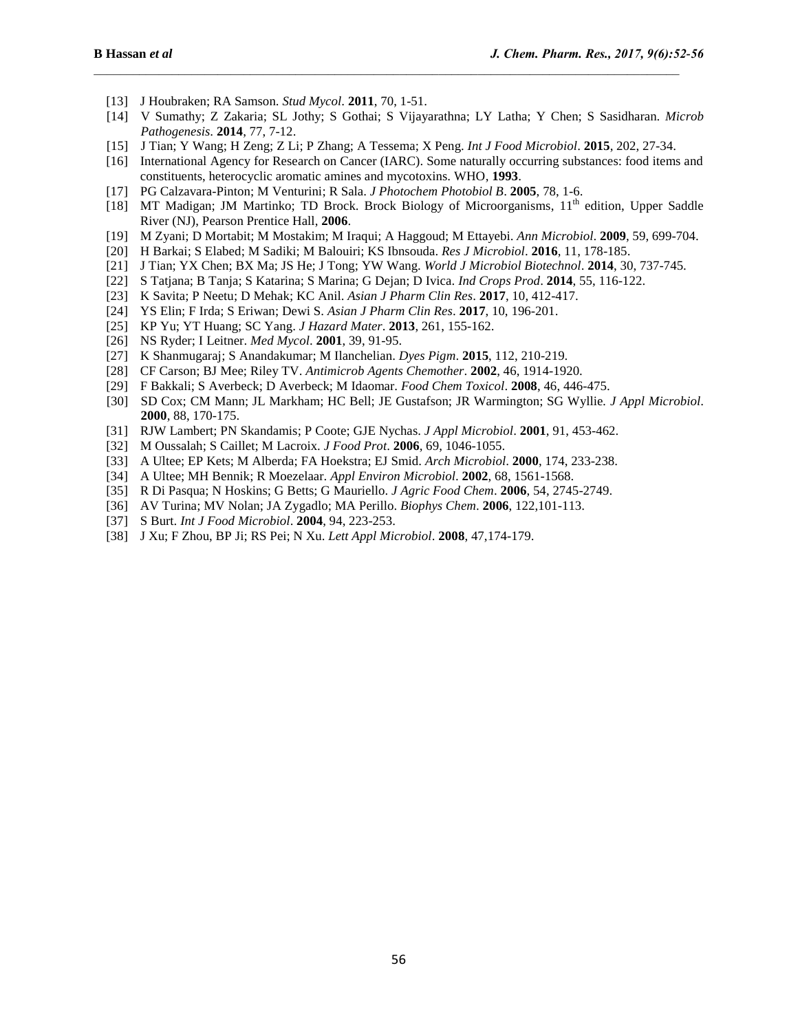[13] J Houbraken; RA Samson. *Stud Mycol*. **2011**, 70, 1-51.

[14] V Sumathy; Z Zakaria; SL Jothy; S Gothai; S Vijayarathna; LY Latha; Y Chen; S Sasidharan. *Microb Pathogenesis*. **2014**, 77, 7-12.

[15] J Tian; Y Wang; H Zeng; Z Li; P Zhang; A Tessema; X Peng. *Int J Food Microbiol*. **2015**, 202, 27-34.

[16] International Agency for Research on Cancer (IARC). Some naturally occurring substances: food items and constituents, heterocyclic aromatic amines and mycotoxins. WHO, **1993**.

[17] PG Calzavara-Pinton; M Venturini; R Sala. *J Photochem Photobiol B*. **2005**, 78, 1-6.

[18] MT Madigan; JM Martinko; TD Brock. Brock Biology of Microorganisms, 11th edition, Upper Saddle River (NJ), Pearson Prentice Hall, **2006**.

[19] M Zyani; D Mortabit; M Mostakim; M Iraqui; A Haggoud; M Ettayebi. *Ann Microbiol*. **2009**, 59, 699-704.

[20] H Barkai; S Elabed; M Sadiki; M Balouiri; KS Ibnsouda. *Res J Microbiol*. **2016**, 11, 178-185.

[21] J Tian; YX Chen; BX Ma; JS He; J Tong; YW Wang. *World J Microbiol Biotechnol*. **2014**, 30, 737-745.

[22] S Tatjana; B Tanja; S Katarina; S Marina; G Dejan; D Ivica. *Ind Crops Prod*. **2014**, 55, 116-122.

[23] K Savita; P Neetu; D Mehak; KC Anil. *Asian J Pharm Clin Res*. **2017**, 10, 412-417.

[24] YS Elin; F Irda; S Eriwan; Dewi S. *Asian J Pharm Clin Res*. **2017**, 10, 196-201.

[25] KP Yu; YT Huang; SC Yang. *J Hazard Mater*. **2013**, 261, 155-162.

[26] NS Ryder; I Leitner. *Med Mycol*. **2001**, 39, 91-95.

[27] K Shanmugaraj; S Anandakumar; M Ilanchelian. *Dyes Pigm*. **2015**, 112, 210-219.

[28] CF Carson; BJ Mee; Riley TV. *Antimicrob Agents Chemother*. **2002**, 46, 1914-1920.

[29] F Bakkali; S Averbeck; D Averbeck; M Idaomar. *Food Chem Toxicol*. **2008**, 46, 446-475.

[30] SD Cox; CM Mann; JL Markham; HC Bell; JE Gustafson; JR Warmington; SG Wyllie. *J Appl Microbiol*. **2000**, 88, 170-175.

[31] RJW Lambert; PN Skandamis; P Coote; GJE Nychas. *J Appl Microbiol*. **2001**, 91, 453-462.

[32] M Oussalah; S Caillet; M Lacroix. *J Food Prot*. **2006**, 69, 1046-1055.

[33] A Ultee; EP Kets; M Alberda; FA Hoekstra; EJ Smid. *Arch Microbiol*. **2000**, 174, 233-238.

[34] A Ultee; MH Bennik; R Moezelaar. *Appl Environ Microbiol*. **2002**, 68, 1561-1568.

[35] R Di Pasqua; N Hoskins; G Betts; G Mauriello. *J Agric Food Chem*. **2006**, 54, 2745-2749.

[36] AV Turina; MV Nolan; JA Zygadlo; MA Perillo. *Biophys Chem*. **2006**, 122,101-113.

[37] S Burt. *Int J Food Microbiol*. **2004**, 94, 223-253.

[38] J Xu; F Zhou, BP Ji; RS Pei; N Xu. *Lett Appl Microbiol*. **2008**, 47,174-179.